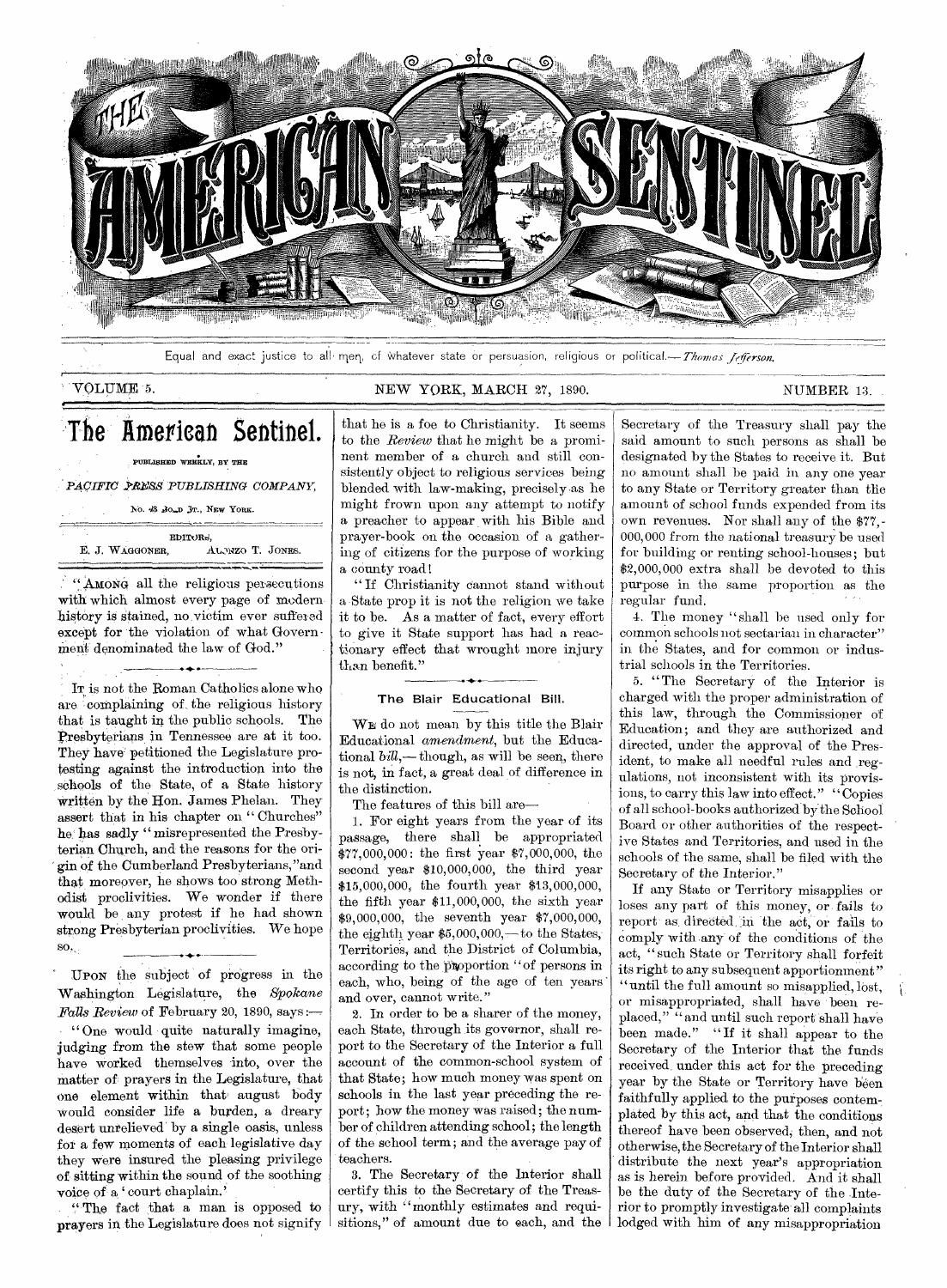# THE AMERICAN SENTINEL

Equal and exact justice to all men, of whatever state or persuasion, religious or political.—*Thomas Jefferson.*

VOLUME 5. NEW YORK, MARCH 27, 1890. NUMBER 13.

## The American Sentinel.

PUBLISHED WEEKLY, BY THE

*PACIFIC PRESS PUBLISHING COMPANY,*

No. 43 Bond St., New York.

EDITORS,
E. J. WAGGONER, ALONZO T. JONES.

"AMONG all the religious persecutions with which almost every page of modern history is stained, no victim ever suffered except for the violation of what Government denominated the law of God."

---

IT is not the Roman Catholics alone who are complaining of the religious history that is taught in the public schools. The Presbyterians in Tennessee are at it too. They have petitioned the Legislature protesting against the introduction into the schools of the State, of a State history written by the Hon. James Phelan. They assert that in his chapter on "Churches" he has sadly "misrepresented the Presbyterian Church, and the reasons for the origin of the Cumberland Presbyterians,"and that moreover, he shows too strong Methodist proclivities. We wonder if there would be any protest if he had shown strong Presbyterian proclivities. We hope so.

---

UPON the subject of progress in the Washington Legislature, the *Spokane Falls Review* of February 20, 1890, says:—

"One would quite naturally imagine, judging from the stew that some people have worked themselves into, over the matter of prayers in the Legislature, that one element within that august body would consider life a burden, a dreary desert unrelieved by a single oasis, unless for a few moments of each legislative day they were insured the pleasing privilege of sitting within the sound of the soothing voice of a 'court chaplain.'

"The fact that a man is opposed to prayers in the Legislature does not signify that he is a foe to Christianity. It seems to the *Review* that he might be a prominent member of a church and still consistently object to religious services being blended with law-making, precisely as he might frown upon any attempt to notify a preacher to appear with his Bible and prayer-book on the occasion of a gathering of citizens for the purpose of working a county road!

"If Christianity cannot stand without a State prop it is not the religion we take it to be. As a matter of fact, every effort to give it State support has had a reactionary effect that wrought more injury than benefit."

---

### The Blair Educational Bill.

WE do not mean by this title the Blair Educational *amendment*, but the Educational *bill*,—though, as will be seen, there is not, in fact, a great deal of difference in the distinction.

The features of this bill are—

1. For eight years from the year of its passage, there shall be appropriated $77,000,000: the first year $7,000,000, the second year $10,000,000, the third year $15,000,000, the fourth year $13,000,000, the fifth year $11,000,000, the sixth year $9,000,000, the seventh year $7,000,000, the eighth year $5,000,000,—to the States, Territories, and the District of Columbia, according to the proportion "of persons in each, who, being of the age of ten years and over, cannot write."

2. In order to be a sharer of the money, each State, through its governor, shall report to the Secretary of the Interior a full account of the common-school system of that State; how much money was spent on schools in the last year preceding the report; how the money was raised; the number of children attending school; the length of the school term; and the average pay of teachers.

3. The Secretary of the Interior shall certify this to the Secretary of the Treasury, with "monthly estimates and requisitions," of amount due to each, and the Secretary of the Treasury shall pay the said amount to such persons as shall be designated by the States to receive it. But no amount shall be paid in any one year to any State or Territory greater than the amount of school funds expended from its own revenues. Nor shall any of the $77,000,000 from the national treasury be used for building or renting school-houses; but $2,000,000 extra shall be devoted to this purpose in the same proportion as the regular fund.

4. The money "shall be used only for common schools not sectarian in character" in the States, and for common or industrial schools in the Territories.

5. "The Secretary of the Interior is charged with the proper administration of this law, through the Commissioner of Education; and they are authorized and directed, under the approval of the President, to make all needful rules and regulations, not inconsistent with its provisions, to carry this law into effect." "Copies of all school-books authorized by the School Board or other authorities of the respective States and Territories, and used in the schools of the same, shall be filed with the Secretary of the Interior."

If any State or Territory misapplies or loses any part of this money, or fails to report as directed in the act, or fails to comply with any of the conditions of the act, "such State or Territory shall forfeit its right to any subsequent apportionment" "until the full amount so misapplied, lost, or misappropriated, shall have been replaced," "and until such report shall have been made." "If it shall appear to the Secretary of the Interior that the funds received under this act for the preceding year by the State or Territory have been faithfully applied to the purposes contemplated by this act, and that the conditions thereof have been observed, then, and not otherwise, the Secretary of the Interior shall distribute the next year's appropriation as is herein before provided. And it shall be the duty of the Secretary of the Interior to promptly investigate all complaints lodged with him of any misappropriation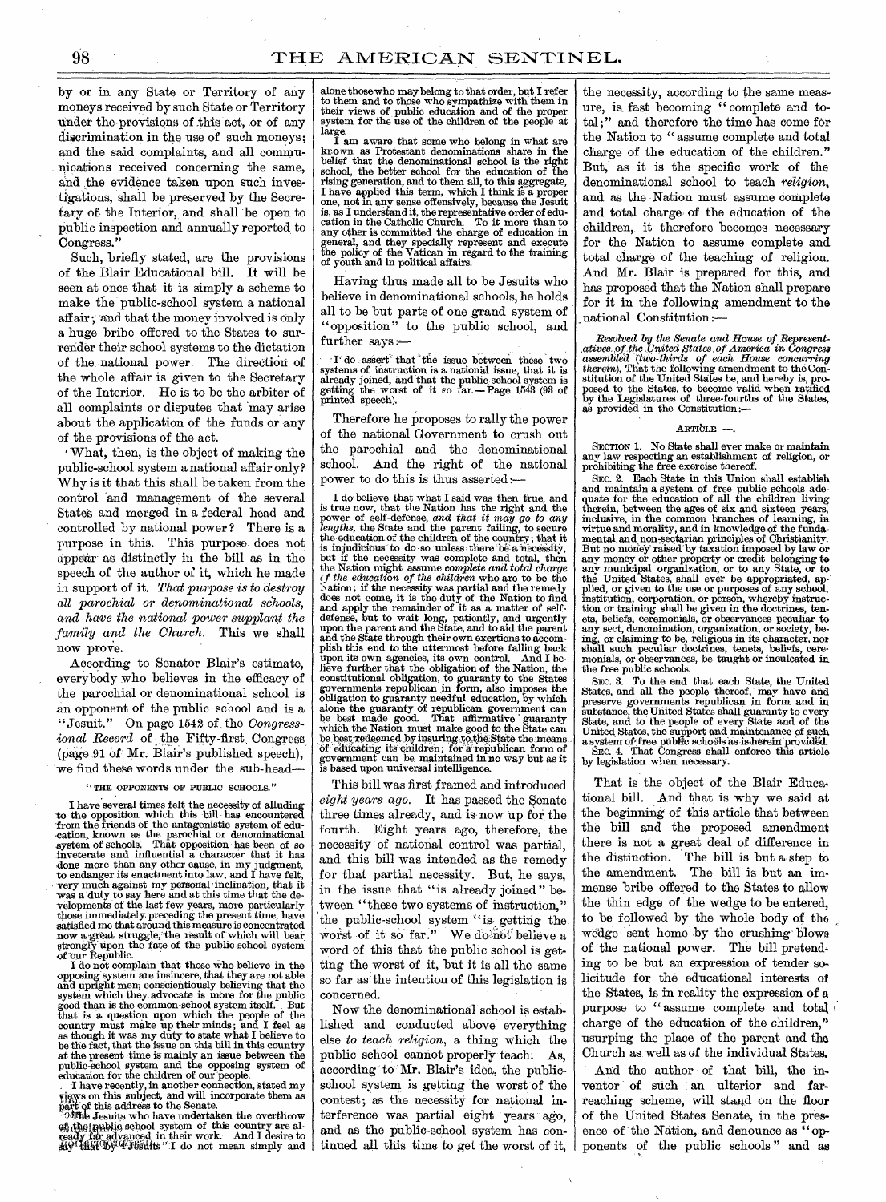by or in any State or Territory of any moneys received by such State or Territory under the provisions of this act, or of any discrimination in the use of such moneys; and the said complaints, and all communications received concerning the same, and the evidence taken upon such investigations, shall be preserved by the Secretary of the Interior, and shall be open to public inspection and annually reported to Congress."

Such, briefly stated, are the provisions of the Blair Educational bill. It will be seen at once that it is simply a scheme to make the public-school system a national affair; and that the money involved is only a huge bribe offered to the States to surrender their school systems to the dictation of the national power. The direction of the whole affair is given to the Secretary of the Interior. He is to be the arbiter of all complaints or disputes that may arise about the application of the funds or any of the provisions of the act.

What, then, is the object of making the public-school system a national affair only? Why is it that this shall be taken from the control and management of the several States and merged in a federal head and controlled by national power? There is a purpose in this. This purpose does not appear as distinctly in the bill as in the speech of the author of it, which he made in support of it. *That purpose is to destroy all parochial or denominational schools, and have the national power supplant the family and the Church.* This we shall now prove.

According to Senator Blair's estimate, everybody who believes in the efficacy of the parochial or denominational school is an opponent of the public school and is a "Jesuit." On page 1542 of the *Congressional Record* of the Fifty-first Congress (page 91 of Mr. Blair's published speech), we find these words under the sub-head—

"THE OPPONENTS OF PUBLIC SCHOOLS."

I have several times felt the necessity of alluding to the opposition which this bill has encountered from the friends of the antagonistic system of education, known as the parochial or denominational system of schools. That opposition has been of so inveterate and influential a character that it has done more than any other cause, in my judgment, to endanger its enactment into law, and I have felt, very much against my personal inclination, that it was a duty to say here and at this time that the developments of the last few years, more particularly those immediately preceding the present time, have satisfied me that around this measure is concentrated now a great struggle, the result of which will bear strongly upon the fate of the public-school system of our Republic.

I do not complain that those who believe in the opposing system are insincere, that they are not able and upright men, conscientiously believing that the system which they advocate is more for the public good than is the common-school system itself. But that is a question upon which the people of the country must make up their minds; and I feel as as though it was my duty to state what I believe to be the fact, that the issue on this bill in this country at the present time is mainly an issue between the public-school system and the opposing system of education for the children of our people.

I have recently, in another connection, stated my views on this subject, and will incorporate them as part of this address to the Senate.

The Jesuits who have undertaken the overthrow of the public-school system of this country are already far advanced in their work. And I desire to say that by "Jesuits" I do not mean simply and alone those who may belong to that order, but I refer to them and to those who sympathize with them in their views of public education and of the proper system for the use of the children of the people at large.

I am aware that some who belong in what are known as Protestant denominations share in the belief that the denominational school is the right school, the better school for the education of the rising generation, and to them all, to this aggregate, I have applied this term, which I think is a proper one, not in any sense offensively, because the Jesuit is, as I understand it, the representative order of education in the Catholic Church. To it more than to any other is committed the charge of education in general, and they specially represent and execute the policy of the Vatican in regard to the training of youth and in political affairs.

Having thus made all to be Jesuits who believe in denominational schools, he holds all to be but parts of one grand system of "opposition" to the public school, and further says:—

I do assert that the issue between these two systems of instruction is a national issue, that it is already joined, and that the public-school system is getting the worst of it so far.—Page 1543 (93 of printed speech).

Therefore he proposes to rally the power of the national Government to crush out the parochial and the denominational school. And the right of the national power to do this is thus asserted:—

I do believe that what I said was then true, and is true now, that the Nation has the right and the power of self-defense, *and that it may go to any lengths*, the State and the parent failing, to secure the education of the children of the country; that it is injudicious to do so unless there be a necessity, but if the necessity was complete and total, then the Nation might assume *complete and total charge of the education of the children* who are to be the Nation; if the necessity was partial and the remedy does not come, it is the duty of the Nation to find and apply the remainder of it as a matter of self-defense, but to wait long, patiently, and urgently upon the parent and the State, and to aid the parent and the State through their own exertions to accomplish this end to the uttermost before falling back upon its own agencies, its own control. And I believe further that the obligation of the Nation, the constitutional obligation, to guaranty to the States governments republican in form, also imposes the obligation to guaranty needful education, by which alone the guaranty of republican government can be best made good. That affirmative guaranty which the Nation must make good to the State can be best redeemed by insuring to the State the means of educating its children; for a republican form of government can be maintained in no way but as it is based upon universal intelligence.

This bill was first framed and introduced *eight years ago*. It has passed the Senate three times already, and is now up for the fourth. Eight years ago, therefore, the necessity of national control was partial, and this bill was intended as the remedy for that partial necessity. But, he says, in the issue that "is already joined" between "these two systems of instruction," the public-school system "is getting the worst of it so far." We do not believe a word of this that the public school is getting the worst of it, but it is all the same so far as the intention of this legislation is concerned.

Now the denominational school is established and conducted above everything else *to teach religion*, a thing which the public school cannot properly teach. As, according to Mr. Blair's idea, the public-school system is getting the worst of the contest; as the necessity for national interference was partial eight years ago, and as the public-school system has continued all this time to get the worst of it, the necessity, according to the same measure, is fast becoming "complete and total;" and therefore the time has come for the Nation to "assume complete and total charge of the education of the children." But, as it is the specific work of the denominational school to teach *religion*, and as the Nation must assume complete and total charge of the education of the children, it therefore becomes necessary for the Nation to assume complete and total charge of the teaching of religion. And Mr. Blair is prepared for this, and has proposed that the Nation shall prepare for it in the following amendment to the national Constitution:—

*Resolved by the Senate and House of Representatives of the United States of America in Congress assembled (two-thirds of each House concurring therein)*, That the following amendment to the Constitution of the United States be, and hereby is, proposed to the States, to become valid when ratified by the Legislatures of three-fourths of the States, as provided in the Constitution:—

ARTICLE —.

SECTION 1. No State shall ever make or maintain any law respecting an establishment of religion, or prohibiting the free exercise thereof.

SEC. 2. Each State in this Union shall establish and maintain a system of free public schools adequate for the education of all the children living therein, between the ages of six and sixteen years, inclusive, in the common branches of learning, in virtue and morality, and in knowledge of the fundamental and non-sectarian principles of Christianity. But no money raised by taxation imposed by law or any money or other property or credit belonging to any municipal organization, or to any State, or to the United States, shall ever be appropriated, applied, or given to the use or purposes of any school, institution, corporation, or person, whereby instruction or training shall be given in the doctrines, tenets, beliefs, ceremonials, or observances peculiar to any sect, denomination, organization, or society, being, or claiming to be, religious in its character, nor shall such peculiar doctrines, tenets, beliefs, ceremonials, or observances, be taught or inculcated in the free public schools.

SEC. 3. To the end that each State, the United States, and all the people thereof, may have and preserve governments republican in form and in substance, the United States shall guaranty to every State, and to the people of every State and of the United States, the support and maintenance of such a system of free public schools as is herein provided.

SEC. 4. That Congress shall enforce this article by legislation when necessary.

That is the object of the Blair Educational bill. And that is why we said at the beginning of this article that between the bill and the proposed amendment there is not a great deal of difference in the distinction. The bill is but a step to the amendment. The bill is but an immense bribe offered to the States to allow the thin edge of the wedge to be entered, to be followed by the whole body of the wedge sent home by the crushing blows of the national power. The bill pretending to be but an expression of tender solicitude for the educational interests of the States, is in reality the expression of a purpose to "assume complete and total charge of the education of the children," usurping the place of the parent and the Church as well as of the individual States.

And the author of that bill, the inventor of such an ulterior and far-reaching scheme, will stand on the floor of the United States Senate, in the presence of the Nation, and denounce as "opponents of the public schools" and as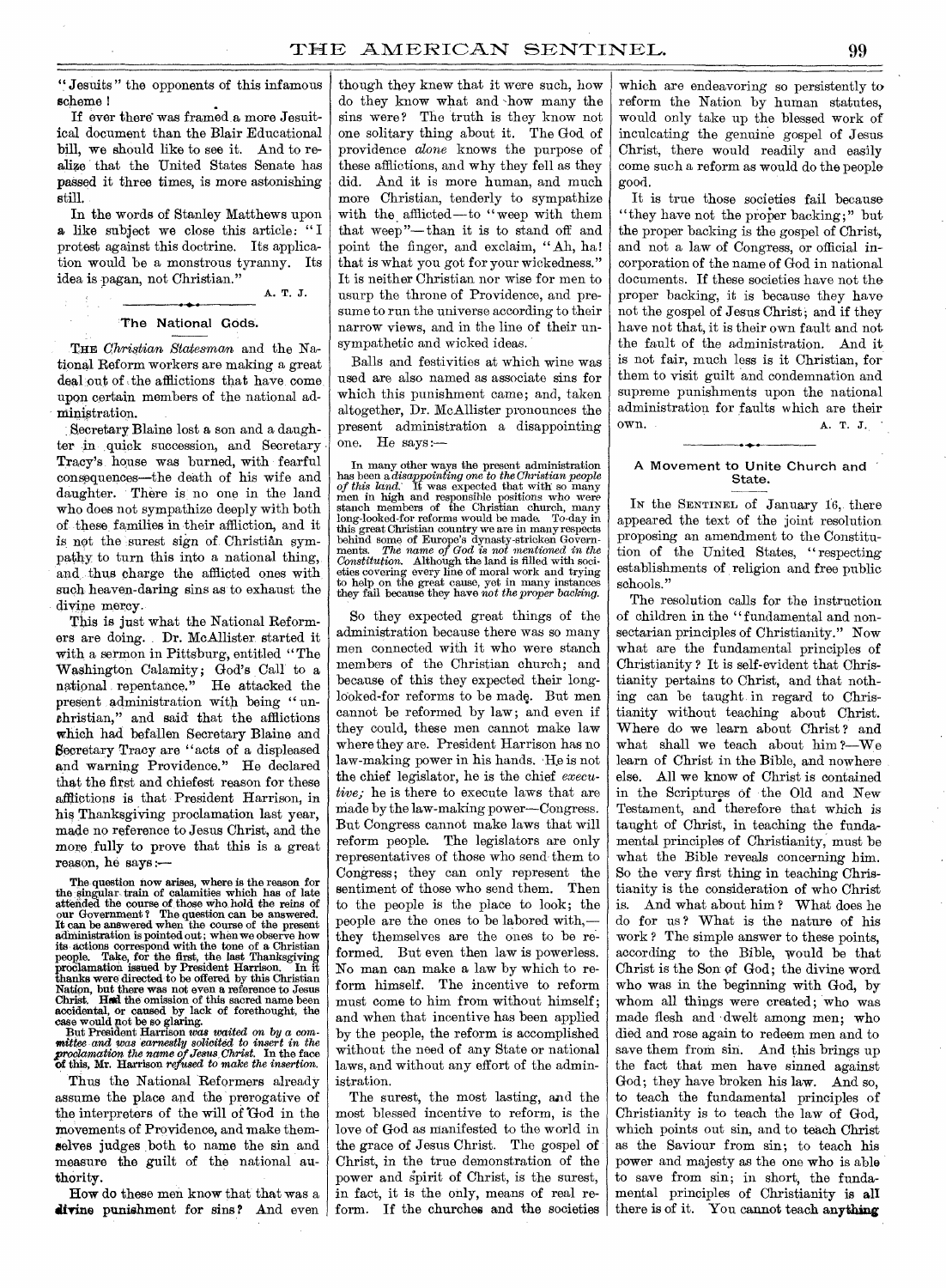"Jesuits" the opponents of this infamous scheme!

If ever there was framed a more Jesuitical document than the Blair Educational bill, we should like to see it. And to realize that the United States Senate has passed it three times, is more astonishing still.

In the words of Stanley Matthews upon a like subject we close this article: "I protest against this doctrine. Its application would be a monstrous tyranny. Its idea is pagan, not Christian."

A. T. J.

## The National Gods.

THE *Christian Statesman* and the National Reform workers are making a great deal out of the afflictions that have come upon certain members of the national administration.

Secretary Blaine lost a son and a daughter in quick succession, and Secretary Tracy's house was burned, with fearful consequences—the death of his wife and daughter. There is no one in the land who does not sympathize deeply with both of these families in their affliction, and it is not the surest sign of Christian sympathy to turn this into a national thing, and thus charge the afflicted ones with such heaven-daring sins as to exhaust the divine mercy.

This is just what the National Reformers are doing. Dr. McAllister started it with a sermon in Pittsburg, entitled "The Washington Calamity; God's Call to a national repentance." He attacked the present administration with being "unchristian," and said that the afflictions which had befallen Secretary Blaine and Secretary Tracy are "acts of a displeased and warning Providence." He declared that the first and chiefest reason for these afflictions is that President Harrison, in his Thanksgiving proclamation last year, made no reference to Jesus Christ, and the more fully to prove that this is a great reason, he says:—

> The question now arises, where is the reason for the singular train of calamities which has of late attended the course of those who hold the reins of our Government? The question can be answered. It can be answered when the course of the present administration is pointed out; when we observe how its actions correspond with the tone of a Christian people. Take, for the first, the last Thanksgiving proclamation issued by President Harrison. In it thanks were directed to be offered by this Christian Nation, but there was not even a reference to Jesus Christ. Had the omission of this sacred name been accidental, or caused by lack of forethought, the case would not be so glaring.
>
> But President Harrison *was waited on by a committee and was earnestly solicited to insert in the proclamation the name of Jesus Christ.* In the face of this, Mr. Harrison *refused to make the insertion.*

Thus the National Reformers already assume the place and the prerogative of the interpreters of the will of God in the movements of Providence, and make themselves judges both to name the sin and measure the guilt of the national authority.

How do these men know that that was a **divine punishment** for sins? And even though they knew that it were such, how do they know what and how many the sins were? The truth is they know not one solitary thing about it. The God of providence *alone* knows the purpose of these afflictions, and why they fell as they did. And it is more human, and much more Christian, tenderly to sympathize with the afflicted—to "weep with them that weep"—than it is to stand off and point the finger, and exclaim, "Ah, ha! that is what you got for your wickedness." It is neither Christian nor wise for men to usurp the throne of Providence, and presume to run the universe according to their narrow views, and in the line of their unsympathetic and wicked ideas.

Balls and festivities at which wine was used are also named as associate sins for which this punishment came; and, taken altogether, Dr. McAllister pronounces the present administration a disappointing one. He says:—

> In many other ways the present administration has been a *disappointing one to the Christian people of this land.* It was expected that with so many men in high and responsible positions who were stanch members of the Christian church, many long-looked-for reforms would be made. To-day in this great Christian country we are in many respects behind some of Europe's dynasty-stricken Governments. *The name of God is not mentioned in the Constitution.* Although the land is filled with societies covering every line of moral work and trying to help on the great cause, yet in many instances they fail because they have *not the proper backing.*

So they expected great things of the administration because there was so many men connected with it who were stanch members of the Christian church; and because of this they expected their long-looked-for reforms to be made. But men cannot be reformed by law; and even if they could, these men cannot make law where they are. President Harrison has no law-making power in his hands. He is not the chief legislator, he is the chief *executive;* he is there to execute laws that are made by the law-making power—Congress. But Congress cannot make laws that will reform people. The legislators are only representatives of those who send them to Congress; they can only represent the sentiment of those who send them. Then to the people is the place to look; the people are the ones to be labored with,—they themselves are the ones to be reformed. But even then law is powerless. No man can make a law by which to reform himself. The incentive to reform must come to him from without himself; and when that incentive has been applied by the people, the reform is accomplished without the need of any State or national laws, and without any effort of the administration.

The surest, the most lasting, and the most blessed incentive to reform, is the love of God as manifested to the world in the grace of Jesus Christ. The gospel of Christ, in the true demonstration of the power and spirit of Christ, is the surest, in fact, it is the only, means of real reform. If the churches and the societies which are endeavoring so persistently to reform the Nation by human statutes, would only take up the blessed work of inculcating the genuine gospel of Jesus Christ, there would readily and easily come such a reform as would do the people good.

It is true those societies fail because "they have not the proper backing;" but the proper backing is the gospel of Christ, and not a law of Congress, or official incorporation of the name of God in national documents. If these societies have not the proper backing, it is because they have not the gospel of Jesus Christ; and if they have not that, it is their own fault and not the fault of the administration. And it is not fair, much less is it Christian, for them to visit guilt and condemnation and supreme punishments upon the national administration for faults which are their own.

A. T. J.

## A Movement to Unite Church and State.

IN the SENTINEL of January 16, there appeared the text of the joint resolution proposing an amendment to the Constitution of the United States, "respecting establishments of religion and free public schools."

The resolution calls for the instruction of children in the "fundamental and non-sectarian principles of Christianity." Now what are the fundamental principles of Christianity? It is self-evident that Christianity pertains to Christ, and that nothing can be taught in regard to Christianity without teaching about Christ. Where do we learn about Christ? and what shall we teach about him?—We learn of Christ in the Bible, and nowhere else. All we know of Christ is contained in the Scriptures of the Old and New Testament, and therefore that which is taught of Christ, in teaching the fundamental principles of Christianity, must be what the Bible reveals concerning him. So the very first thing in teaching Christianity is the consideration of who Christ is. And what about him? What does he do for us? What is the nature of his work? The simple answer to these points, according to the Bible, would be that Christ is the Son of God; the divine word who was in the beginning with God, by whom all things were created; who was made flesh and dwelt among men; who died and rose again to redeem men and to save them from sin. And this brings up the fact that men have sinned against God; they have broken his law. And so, to teach the fundamental principles of Christianity is to teach the law of God, which points out sin, and to teach Christ as the Saviour from sin; to teach his power and majesty as the one who is able to save from sin; in short, the fundamental principles of Christianity is **all** there is of it. You cannot teach **anything**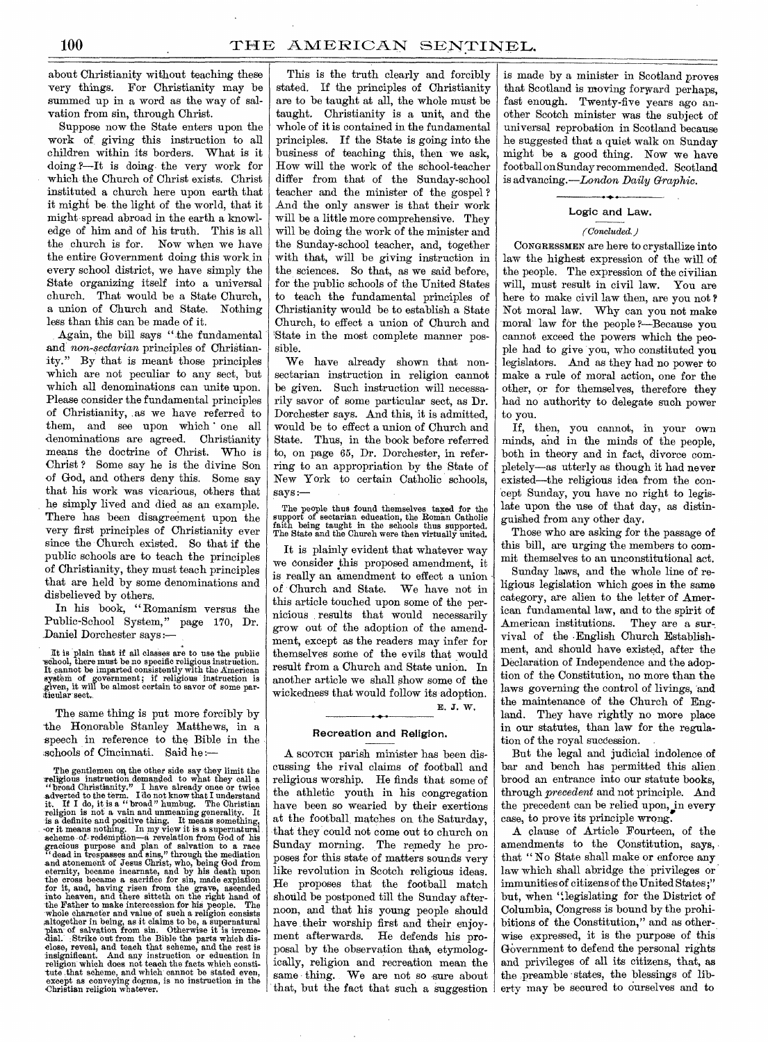about Christianity without teaching these very things. For Christianity may be summed up in a word as the way of salvation from sin, through Christ.

Suppose now the State enters upon the work of giving this instruction to all children within its borders. What is it doing?—It is doing the very work for which the Church of Christ exists. Christ instituted a church here upon earth that it might be the light of the world, that it might spread abroad in the earth a knowledge of him and of his truth. This is all the church is for. Now when we have the entire Government doing this work in every school district, we have simply the State organizing itself into a universal church. That would be a State Church, a union of Church and State. Nothing less than this can be made of it.

Again, the bill says "the fundamental and *non-sectarian* principles of Christianity." By that is meant those principles which are not peculiar to any sect, but which all denominations can unite upon. Please consider the fundamental principles of Christianity, as we have referred to them, and see upon which one all denominations are agreed. Christianity means the doctrine of Christ. Who is Christ? Some say he is the divine Son of God, and others deny this. Some say that his work was vicarious, others that he simply lived and died as an example. There has been disagreement upon the very first principles of Christianity ever since the Church existed. So that if the public schools are to teach the principles of Christianity, they must teach principles that are held by some denominations and disbelieved by others.

In his book, "Romanism versus the Public-School System," page 170, Dr. Daniel Dorchester says:—

> It is plain that if all classes are to use the public school, there must be no specific religious instruction. It cannot be imparted consistently with the American system of government; if religious instruction is given, it will be almost certain to savor of some particular sect.

The same thing is put more forcibly by the Honorable Stanley Matthews, in a speech in reference to the Bible in the schools of Cincinnati. Said he:—

> The gentlemen on the other side say they limit the religious instruction demanded to what they call a "broad Christianity." I have already once or twice adverted to the term. I do not know that I understand it. If I do, it is a "broad" humbug. The Christian religion is not a vain and unmeaning generality. It is a definite and positive thing. It means something, or it means nothing. In my view it is a supernatural scheme of redemption—a revelation from God of his gracious purpose and plan of salvation to a race "dead in trespasses and sins," through the mediation and atonement of Jesus Christ, who, being God from eternity, became incarnate, and by his death upon the cross became a sacrifice for sin, made expiation for it, and, having risen from the grave, ascended into heaven, and there sitteth on the right hand of the Father to make intercession for his people. The whole character and value of such a religion consists altogether in being, as it claims to be, a supernatural plan of salvation from sin. Otherwise it is irremedial. Strike out from the Bible the parts which disclose, reveal, and teach that scheme, and the rest is insignificant. And any instruction or education in religion which does not teach the facts which constitute that scheme, and which cannot be stated even, except as conveying dogma, is no instruction in the Christian religion whatever.

This is the truth clearly and forcibly stated. If the principles of Christianity are to be taught at all, the whole must be taught. Christianity is a unit, and the whole of it is contained in the fundamental principles. If the State is going into the business of teaching this, then we ask, How will the work of the school-teacher differ from that of the Sunday-school teacher and the minister of the gospel? And the only answer is that their work will be a little more comprehensive. They will be doing the work of the minister and the Sunday-school teacher, and, together with that, will be giving instruction in the sciences. So that, as we said before, for the public schools of the United States to teach the fundamental principles of Christianity would be to establish a State Church, to effect a union of Church and State in the most complete manner possible.

We have already shown that non-sectarian instruction in religion cannot be given. Such instruction will necessarily savor of some particular sect, as Dr. Dorchester says. And this, it is admitted, would be to effect a union of Church and State. Thus, in the book before referred to, on page 65, Dr. Dorchester, in referring to an appropriation by the State of New York to certain Catholic schools, says:—

> The people thus found themselves taxed for the support of sectarian education, the Roman Catholic faith being taught in the schools thus supported. The State and the Church were then virtually united.

It is plainly evident that whatever way we consider this proposed amendment, it is really an amendment to effect a union of Church and State. We have not in this article touched upon some of the pernicious results that would necessarily grow out of the adoption of the amendment, except as the readers may infer for themselves some of the evils that would result from a Church and State union. In another article we shall show some of the wickedness that would follow its adoption.

E. J. W.

## Recreation and Religion.

A Scotch parish minister has been discussing the rival claims of football and religious worship. He finds that some of the athletic youth in his congregation have been so wearied by their exertions at the football matches on the Saturday, that they could not come out to church on Sunday morning. The remedy he proposes for this state of matters sounds very like revolution in Scotch religious ideas. He proposes that the football match should be postponed till the Sunday afternoon, and that his young people should have their worship first and their enjoyment afterwards. He defends his proposal by the observation that, etymologically, religion and recreation mean the same thing. We are not so sure about that, but the fact that such a suggestion is made by a minister in Scotland proves that Scotland is moving forward perhaps, fast enough. Twenty-five years ago another Scotch minister was the subject of universal reprobation in Scotland because he suggested that a quiet walk on Sunday might be a good thing. Now we have football on Sunday recommended. Scotland is advancing.—*London Daily Graphic.*

## Logic and Law.

*(Concluded.)*

Congressmen are here to crystallize into law the highest expression of the will of the people. The expression of the civilian will, must result in civil law. You are here to make civil law then, are you not? Not moral law. Why can you not make moral law for the people?—Because you cannot exceed the powers which the people had to give you, who constituted you legislators. And as they had no power to make a rule of moral action, one for the other, or for themselves, therefore they had no authority to delegate such power to you.

If, then, you cannot, in your own minds, and in the minds of the people, both in theory and in fact, divorce completely—as utterly as though it had never existed—the religious idea from the concept Sunday, you have no right to legislate upon the use of that day, as distinguished from any other day.

Those who are asking for the passage of this bill, are urging the members to commit themselves to an unconstitutional act.

Sunday laws, and the whole line of religious legislation which goes in the same category, are alien to the letter of American fundamental law, and to the spirit of American institutions. They are a survival of the English Church Establishment, and should have existed, after the Declaration of Independence and the adoption of the Constitution, no more than the laws governing the control of livings, and the maintenance of the Church of England. They have rightly no more place in our statutes, than law for the regulation of the royal succession.

But the legal and judicial indolence of bar and bench has permitted this alien brood an entrance into our statute books, through *precedent* and not principle. And the precedent can be relied upon, in every case, to prove its principle wrong.

A clause of Article Fourteen, of the amendments to the Constitution, says, that "No State shall make or enforce any law which shall abridge the privileges or immunities of citizens of the United States;" but, when "legislating for the District of Columbia, Congress is bound by the prohibitions of the Constitution," and as otherwise expressed, it is the purpose of this Government to defend the personal rights and privileges of all its citizens, that, as the preamble states, the blessings of liberty may be secured to ourselves and to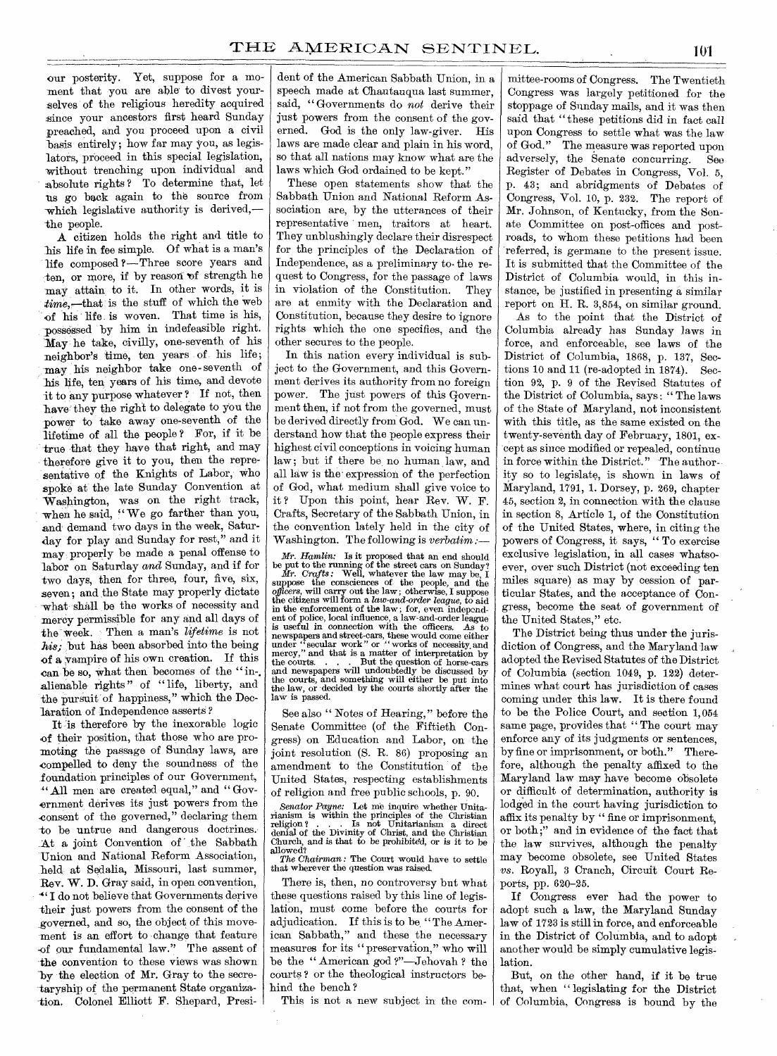our posterity. Yet, suppose for a moment that you are able to divest yourselves of the religious heredity acquired since your ancestors first heard Sunday preached, and you proceed upon a civil basis entirely; how far may you, as legislators, proceed in this special legislation, without trenching upon individual and absolute rights? To determine that, let us go back again to the source from which legislative authority is derived,—the people.

A citizen holds the right and title to his life in fee simple. Of what is a man's life composed?—Three score years and ten, or more, if by reason of strength he may attain to it. In other words, it is *time*,—that is the stuff of which the web of his life is woven. That time is his, possessed by him in indefeasible right. May he take, civilly, one-seventh of his neighbor's time, ten years of his life; may his neighbor take one-seventh of his life, ten years of his time, and devote it to any purpose whatever? If not, then have they the right to delegate to you the power to take away one-seventh of the lifetime of all the people? For, if it be true that they have that right, and may therefore give it to you, then the representative of the Knights of Labor, who spoke at the late Sunday Convention at Washington, was on the right track, when he said, "We go farther than you, and demand two days in the week, Saturday for play and Sunday for rest," and it may properly be made a penal offense to labor on Saturday *and* Sunday, and if for two days, then for three, four, five, six, seven; and the State may properly dictate what shall be the works of necessity and mercy permissible for any and all days of the week. Then a man's *lifetime* is not *his*; but has been absorbed into the being of a vampire of his own creation. If this can be so, what then becomes of the "inalienable rights" of "life, liberty, and the pursuit of happiness," which the Declaration of Independence asserts?

It is therefore by the inexorable logic of their position, that those who are promoting the passage of Sunday laws, are compelled to deny the soundness of the foundation principles of our Government, "All men are created equal," and "Government derives its just powers from the consent of the governed," declaring them to be untrue and dangerous doctrines. At a joint Convention of the Sabbath Union and National Reform Association, held at Sedalia, Missouri, last summer, Rev. W. D. Gray said, in open convention, "I do not believe that Governments derive their just powers from the consent of the governed, and so, the object of this movement is an effort to change that feature of our fundamental law." The assent of the convention to these views was shown by the election of Mr. Gray to the secretaryship of the permanent State organization. Colonel Elliott F. Shepard, President of the American Sabbath Union, in a speech made at Chautauqua last summer, said, "Governments do *not* derive their just powers from the consent of the governed. God is the only law-giver. His laws are made clear and plain in his word, so that all nations may know what are the laws which God ordained to be kept."

These open statements show that the Sabbath Union and National Reform Association are, by the utterances of their representative men, traitors at heart. They unblushingly declare their disrespect for the principles of the Declaration of Independence, as a preliminary to the request to Congress, for the passage of laws in violation of the Constitution. They are at enmity with the Declaration and Constitution, because they desire to ignore rights which the one specifies, and the other secures to the people.

In this nation every individual is subject to the Government, and this Government derives its authority from no foreign power. The just powers of this Government then, if not from the governed, must be derived directly from God. We can understand how that the people express their highest civil conceptions in voicing human law; but if there be no human law, and all law is the expression of the perfection of God, what medium shall give voice to it? Upon this point, hear Rev. W. F. Crafts, Secretary of the Sabbath Union, in the convention lately held in the city of Washington. The following is *verbatim*:—

*Mr. Hamlin:* Is it proposed that an end should be put to the running of the street cars on Sunday?
*Mr. Crafts:* Well, whatever the law may be, I suppose the consciences of the people, and the *officers*, will carry out the law; otherwise, I suppose the citizens will form a *law-and-order league*, to aid in the enforcement of the law; for, even independent of police, local influence, a law-and-order league is useful in connection with the officers. As to newspapers and street-cars, these would come either under "secular work" or "works of necessity and mercy," and that is a matter of interpretation by the courts. . . . But the question of horse-cars and newspapers will undoubtedly be discussed by the courts, and something will either be put into the law, or decided by the courts shortly after the law is passed.

See also "Notes of Hearing," before the Senate Committee (of the Fiftieth Congress) on Education and Labor, on the joint resolution (S. R. 86) proposing an amendment to the Constitution of the United States, respecting establishments of religion and free public schools, p. 90.

*Senator Payne:* Let me inquire whether Unitarianism is within the principles of the Christian religion? . . . Is not Unitarianism a direct denial of the Divinity of Christ, and the Christian Church, and is that to be prohibited, or is it to be allowed?
*The Chairman:* The Court would have to settle that wherever the question was raised.

There is, then, no controversy but what these questions raised by this line of legislation, must come before the courts for adjudication. If this is to be "The American Sabbath," and these the necessary measures for its "preservation," who will be the "American god?"—Jehovah? the courts? or the theological instructors behind the bench?

This is not a new subject in the committee-rooms of Congress. The Twentieth Congress was largely petitioned for the stoppage of Sunday mails, and it was then said that "these petitions did in fact call upon Congress to settle what was the law of God." The measure was reported upon adversely, the Senate concurring. See Register of Debates in Congress, Vol. 5, p. 43; and abridgments of Debates of Congress, Vol. 10, p. 232. The report of Mr. Johnson, of Kentucky, from the Senate Committee on post-offices and post-roads, to whom these petitions had been referred, is germane to the present issue. It is submitted that the Committee of the District of Columbia would, in this instance, be justified in presenting a similar report on H. R. 3,854, on similar ground.

As to the point that the District of Columbia already has Sunday laws in force, and enforceable, see laws of the District of Columbia, 1868, p. 137, Sections 10 and 11 (re-adopted in 1874). Section 92, p. 9 of the Revised Statutes of the District of Columbia, says: "The laws of the State of Maryland, not inconsistent with this title, as the same existed on the twenty-seventh day of February, 1801, except as since modified or repealed, continue in force within the District." The authority so to legislate, is shown in laws of Maryland, 1791, 1. Dorsey, p. 269, chapter 45, section 2, in connection with the clause in section 8, Article 1, of the Constitution of the United States, where, in citing the powers of Congress, it says, "To exercise exclusive legislation, in all cases whatsoever, over such District (not exceeding ten miles square) as may by cession of particular States, and the acceptance of Congress, become the seat of government of the United States," etc.

The District being thus under the jurisdiction of Congress, and the Maryland law adopted the Revised Statutes of the District of Columbia (section 1049, p. 122) determines what court has jurisdiction of cases coming under this law. It is there found to be the Police Court, and section 1,054 same page, provides that "The court may enforce any of its judgments or sentences, by fine or imprisonment, or both." Therefore, although the penalty affixed to the Maryland law may have become obsolete or difficult of determination, authority is lodged in the court having jurisdiction to affix its penalty by "fine or imprisonment, or both;" and in evidence of the fact that the law survives, although the penalty may become obsolete, see United States *vs.* Royall, 3 Cranch, Circuit Court Reports, pp. 620–25.

If Congress ever had the power to adopt such a law, the Maryland Sunday law of 1723 is still in force, and enforceable in the District of Columbia, and to adopt another would be simply cumulative legislation.

But, on the other hand, if it be true that, when "legislating for the District of Columbia, Congress is bound by the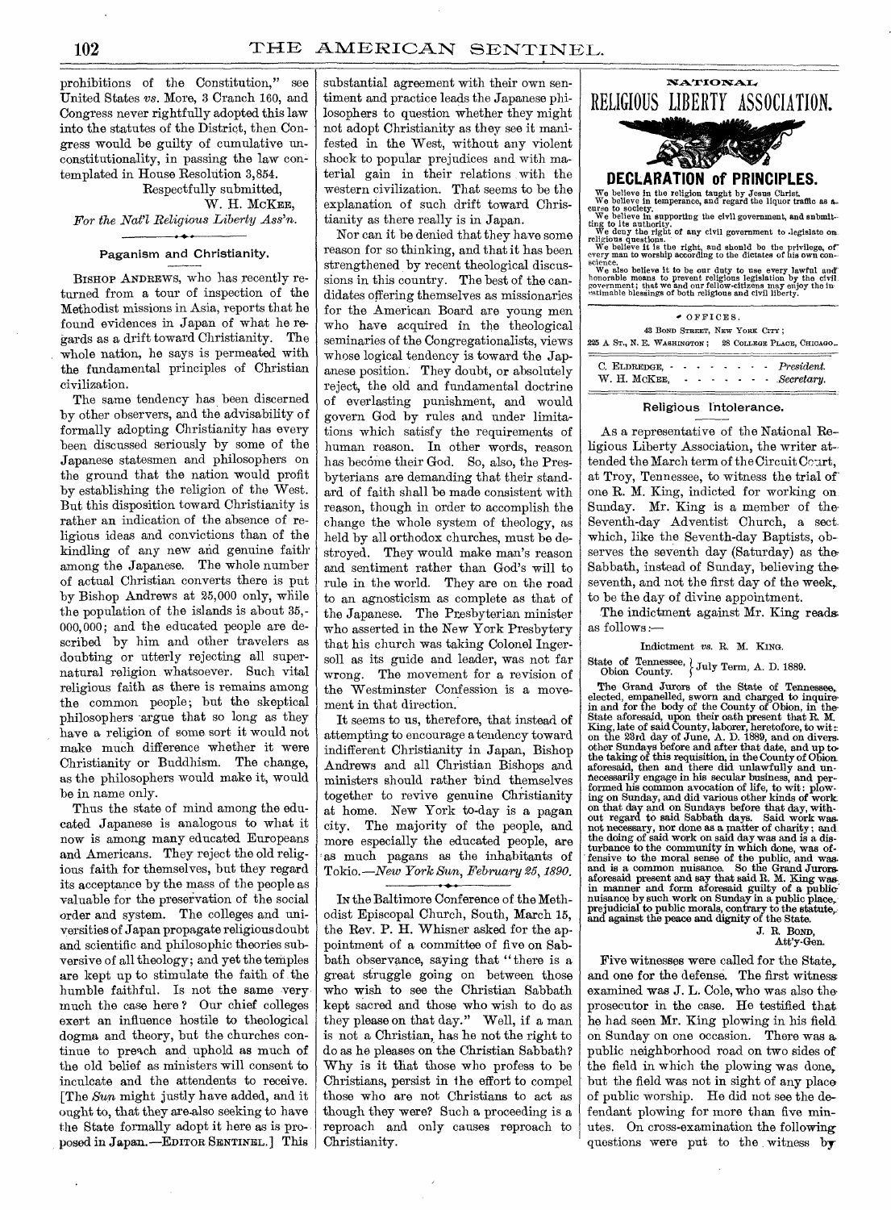prohibitions of the Constitution," see United States *vs.* More, 3 Cranch 160, and Congress never rightfully adopted this law into the statutes of the District, then Congress would be guilty of cumulative unconstitutionality, in passing the law contemplated in House Resolution 3,854.

Respectfully submitted,

W. H. McKEE,

*For the Nat'l Religious Liberty Ass'n.*

### Paganism and Christianity.

BISHOP ANDREWS, who has recently returned from a tour of inspection of the Methodist missions in Asia, reports that he found evidences in Japan of what he regards as a drift toward Christianity. The whole nation, he says is permeated with the fundamental principles of Christian civilization.

The same tendency has been discerned by other observers, and the advisability of formally adopting Christianity has every been discussed seriously by some of the Japanese statesmen and philosophers on the ground that the nation would profit by establishing the religion of the West. But this disposition toward Christianity is rather an indication of the absence of religious ideas and convictions than of the kindling of any new and genuine faith among the Japanese. The whole number of actual Christian converts there is put by Bishop Andrews at 25,000 only, while the population of the islands is about 35,-000,000; and the educated people are described by him and other travelers as doubting or utterly rejecting all supernatural religion whatsoever. Such vital religious faith as there is remains among the common people; but the skeptical philosophers argue that so long as they have a religion of some sort it would not make much difference whether it were Christianity or Buddhism. The change, as the philosophers would make it, would be in name only.

Thus the state of mind among the educated Japanese is analogous to what it now is among many educated Europeans and Americans. They reject the old religious faith for themselves, but they regard its acceptance by the mass of the people as valuable for the preservation of the social order and system. The colleges and universities of Japan propagate religious doubt and scientific and philosophic theories subversive of all theology; and yet the temples are kept up to stimulate the faith of the humble faithful. Is not the same very much the case here? Our chief colleges exert an influence hostile to theological dogma and theory, but the churches continue to preach and uphold as much of the old belief as ministers will consent to inculcate and the attendents to receive. [The *Sun* might justly have added, and it ought to, that they are also seeking to have the State formally adopt it here as is proposed in Japan.—EDITOR SENTINEL.] This substantial agreement with their own sentiment and practice leads the Japanese philosophers to question whether they might not adopt Christianity as they see it manifested in the West, without any violent shock to popular prejudices and with material gain in their relations with the western civilization. That seems to be the explanation of such drift toward Christianity as there really is in Japan.

Nor can it be denied that they have some reason for so thinking, and that it has been strengthened by recent theological discussions in this country. The best of the candidates offering themselves as missionaries for the American Board are young men who have acquired in the theological seminaries of the Congregationalists, views whose logical tendency is toward the Japanese position. They doubt, or absolutely reject, the old and fundamental doctrine of everlasting punishment, and would govern God by rules and under limitations which satisfy the requirements of human reason. In other words, reason has become their God. So, also, the Presbyterians are demanding that their standard of faith shall be made consistent with reason, though in order to accomplish the change the whole system of theology, as held by all orthodox churches, must be destroyed. They would make man's reason and sentiment rather than God's will to rule in the world. They are on the road to an agnosticism as complete as that of the Japanese. The Presbyterian minister who asserted in the New York Presbytery that his church was taking Colonel Ingersoll as its guide and leader, was not far wrong. The movement for a revision of the Westminster Confession is a movement in that direction.

It seems to us, therefore, that instead of attempting to encourage a tendency toward indifferent Christianity in Japan, Bishop Andrews and all Christian Bishops and ministers should rather bind themselves together to revive genuine Christianity at home. New York to-day is a pagan city. The majority of the people, and more especially the educated people, are as much pagans as the inhabitants of Tokio.—*New York Sun, February 25, 1890.*

IN the Baltimore Conference of the Methodist Episcopal Church, South, March 15, the Rev. P. H. Whisner asked for the appointment of a committee of five on Sabbath observance, saying that "there is a great struggle going on between those who wish to see the Christian Sabbath kept sacred and those who wish to do as they please on that day." Well, if a man is not a Christian, has he not the right to do as he pleases on the Christian Sabbath? Why is it that those who profess to be Christians, persist in the effort to compel those who are not Christians to act as though they were? Such a proceeding is a reproach and only causes reproach to Christianity.

## NATIONAL RELIGIOUS LIBERTY ASSOCIATION.

### DECLARATION of PRINCIPLES.

We believe in the religion taught by Jesus Christ.
We believe in temperance, and regard the liquor traffic as a curse to society.
We believe in supporting the civil government, and submitting to its authority.
We deny the right of any civil government to legislate on religious questions.
We believe it is the right, and should be the privilege, of every man to worship according to the dictates of his own conscience.
We also believe it to be our duty to use every lawful and honorable means to prevent religious legislation by the civil government; that we and our fellow-citizens may enjoy the inestimable blessings of both religious and civil liberty.

OFFICES.

43 BOND STREET, NEW YORK CITY;
225 A ST., N. E. WASHINGTON; 28 COLLEGE PLACE, CHICAGO.

C. ELDREDGE, - - - - - - - - *President.*
W. H. MCKEE, - - - - - - - - *Secretary.*

### Religious Intolerance.

As a representative of the National Religious Liberty Association, the writer attended the March term of the Circuit Court, at Troy, Tennessee, to witness the trial of one R. M. King, indicted for working on Sunday. Mr. King is a member of the Seventh-day Adventist Church, a sect which, like the Seventh-day Baptists, observes the seventh day (Saturday) as the Sabbath, instead of Sunday, believing the seventh, and not the first day of the week, to be the day of divine appointment.

The indictment against Mr. King reads as follows:—

Indictment *vs.* R. M. KING.

State of Tennessee, Obion County. } July Term, A. D. 1889.

The Grand Jurors of the State of Tennessee, elected, empanelled, sworn and charged to inquire in and for the body of the County of Obion, in the State aforesaid, upon their oath present that R. M. King, late of said County, laborer, heretofore, to wit: on the 23rd day of June, A. D. 1889, and on divers other Sundays before and after that date, and up to the taking of this requisition, in the County of Obion aforesaid, then and there did unlawfully and unnecessarily engage in his secular business, and performed his common avocation of life, to wit: plowing on Sunday, and did various other kinds of work on that day and on Sundays before that day, without regard to said Sabbath days. Said work was not necessary, nor done as a matter of charity; and the doing of said work on said day was and is a disturbance to the community in which done, was offensive to the moral sense of the public, and was and is a common nuisance. So the Grand Jurors aforesaid present and say that said R. M. King was in manner and form aforesaid guilty of a public nuisance by such work on Sunday in a public place, prejudicial to public morals, contrary to the statute, and against the peace and dignity of the State.

J. R. BOND,
Att'y-Gen.

Five witnesses were called for the State, and one for the defense. The first witness examined was J. L. Cole, who was also the prosecutor in the case. He testified that he had seen Mr. King plowing in his field on Sunday on one occasion. There was a public neighborhood road on two sides of the field in which the plowing was done, but the field was not in sight of any place of public worship. He did not see the defendant plowing for more than five minutes. On cross-examination the following questions were put to the witness by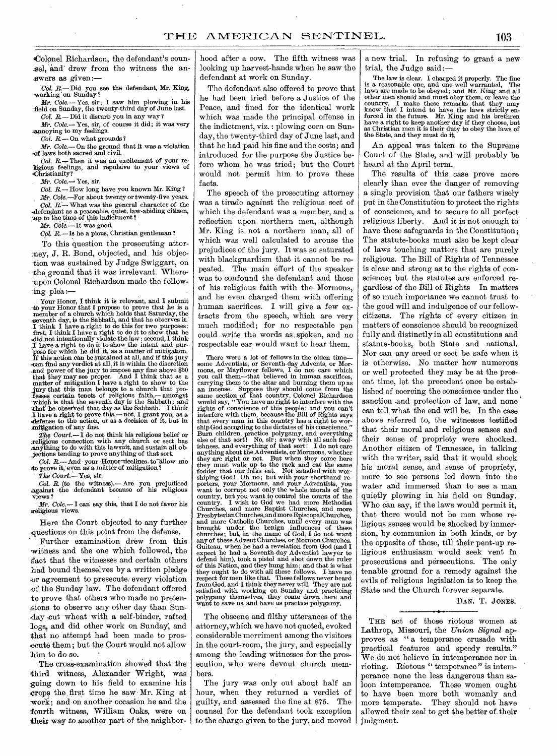Colonel Richardson, the defendant's counsel, and drew from the witness the answers as given:—

*Col. R.*— Did you see the defendant, Mr. King, working on Sunday?

*Mr. Cole.*— Yes, sir; I saw him plowing in his field on Sunday, the twenty-third day of June last.

*Col. R.*— Did it disturb you in any way?

*Mr. Cole.*— Yes, sir, of course it did; it was very annoying to my feelings.

*Col. R.*— On what grounds?

*Mr. Cole.*— On the ground that it was a violation of laws both sacred and civil.

*Col. R.*— Then it was an excitement of your religious feelings, and repulsive to your views of Christianity?

*Mr. Cole.*— Yes, sir.

*Col. R.*— How long have you known Mr. King?

*Mr. Cole.*—For about twenty or twenty-five years.

*Col. R.*— What was the general character of the defendant as a peaceable, quiet, law-abiding citizen, up to the time of this indictment?

*Mr. Cole.*— It was good.

*Col. R.*— Is he a pious, Christian gentleman?

To this question the prosecuting attorney, J. R. Bond, objected, and his objection was sustained by Judge Swiggart, on the ground that it was irrelevant. Whereupon Colonel Richardson made the following plea:—

Your Honor, I think it is relevant, and I submit to your Honor that I propose to prove that he is a member of a church which holds that Saturday, the seventh day, is the Sabbath, and that he observes it. I think I have a right to do this for two purposes: first, I think I have a right to do it to show that he did not intentionally violate the law; second, I think I have a right to do it to show the intent and purpose for which he did it, as a matter of mitigation. If this action can be sustained at all, and if this jury can find any verdict at all, it is within the discretion and power of the jury to impose any fine above $50 that they may see proper. And I think that as a matter of mitigation I have a right to show to the jury that this man belongs to a church that professes certain tenets of religious faith,—amongst which is that the seventh day is the Sabbath; and that he observed that day as the Sabbath. I think I have a right to prove this,—not, I grant you, as a defense to the action, or as a decision of it, but in mitigation of any fine.

*The Court.*— I do not think his religious belief or religious connection with any church or sect has anything to do with this lawsuit, and sustain all objections tending to prove anything of that sort.

*Col. R.*— And your Honor declines to allow me to prove it, even as a matter of mitigation?

*The Court.*— Yes, sir.

*Col. R.* (to the witness).— Are you prejudiced against the defendant because of his religious views?

*Mr. Cole.*— I can say this, that I do not favor his religious views.

Here the Court objected to any further questions on this point from the defense.

Further examination drew from this witness and the one which followed, the fact that the witnesses and certain others had bound themselves by a written pledge or agreement to prosecute every violation of the Sunday law. The defendant offered to prove that others who made no pretensions to observe any other day than Sunday cut wheat with a self-binder, rafted logs, and did other work on Sunday, and that no attempt had been made to prosecute them; but the Court would not allow him to do so.

The cross-examination showed that the third witness, Alexander Wright, was going down to his field to examine his crops the first time he saw Mr. King at work; and on another occasion he and the fourth witness, William Oaks, were on their way to another part of the neighborhood after a cow. The fifth witness was looking up harvest-hands when he saw the defendant at work on Sunday.

The defendant also offered to prove that he had been tried before a Justice of the Peace, and fined for the identical work which was made the principal offense in the indictment, viz.: plowing corn on Sunday, the twenty-third day of June last, and that he had paid his fine and the costs; and introduced for the purpose the Justice before whom he was tried; but the Court would not permit him to prove these facts.

The speech of the prosecuting attorney was a tirade against the religious sect of which the defendant was a member, and a reflection upon northern men, although Mr. King is not a northern man, all of which was well calculated to arouse the prejudices of the jury. It was so saturated with blackguardism that it cannot be repeated. The main effort of the speaker was to confound the defendant and those of his religious faith with the Mormons, and he even charged them with offering human sacrifices. I will give a few extracts from the speech, which are very much modified; for no respectable pen could write the words as spoken, and no respectable ear would want to hear them.

There were a lot of fellows in the olden time—some Adventists, or Seventh-day Advents, or Mormons, or Mayflower fellows, I do not care which you call them—that believed in human sacrifices, carrying them to the altar and burning them up as an incense. Suppose they should come from the same section of that country, Colonel Richardson would say, "You have no right to interfere with the rights of conscience of this people; and you can't interfere with them, because the Bill of Rights says that every man in this country has a right to worship God according to the dictates of his conscience." Burn children, practice polygamy, and everything else of that sort! No, sir; away with all such foolishness, and everything of that sort! I do not care anything about the Adventists, or Mormons, whether they are right or not. But when they come here they must walk up to the rack and eat the same fodder that our folks eat. Not satisfied with worshiping God! Oh no; but with your shorthand reporters, your Mormons, and your Adventists, you want to corrupt not only the whole morals of the country, but you want to control the courts of the country. I wish to God we had more Methodist Churches, and more Baptist Churches, and more Presbyterian Churches, and more Episcopal Churches, and more Catholic Churches, until every man was brought under the benign influences of these churches; but, in the name of God, I do not want any of these Advent Churches, or Mormon Churches. Guiteau, when he had a revelation from God (and I expect he had a Seventh-day Adventist lawyer to defend him), took a pistol and shot down the ruler of this Nation, and they hung him; and that is what they ought to do with all these fellows. I have no respect for men like that. These fellows never heard from God, and I think they never will. They are not satisfied with working on Sunday and practicing polygamy themselves, they come down here and want to save us, and have us practice polygamy.

The obscene and filthy utterances of the attorney, which we have not quoted, evoked considerable merriment among the visitors in the court-room, the jury, and especially among the leading witnesses for the prosecution, who were devout church members.

The jury was only out about half an hour, when they returned a verdict of guilty, and assessed the fine at $75. The counsel for the defendant took exception to the charge given to the jury, and moved a new trial. In refusing to grant a new trial, the Judge said:—

The law is clear. I charged it properly. The fine is a reasonable one, and one well warranted. The laws are made to be obeyed; and Mr. King and all other men should and must obey them, or leave the country. I make these remarks that they may know that I intend to have the laws strictly enforced in the future. Mr. King and his brethren have a right to keep another day if they choose, but as Christian men it is their duty to obey the laws of the State, and they must do it.

An appeal was taken to the Supreme Court of the State, and will probably be heard at the April term.

The results of this case prove more clearly than ever the danger of removing a single provision that our fathers wisely put in the Constitution to protect the rights of conscience, and to secure to all perfect religious liberty. And it is not enough to have these safeguards in the Constitution; The statute-books must also be kept clear of laws touching matters that are purely religious. The Bill of Rights of Tennessee is clear and strong as to the rights of conscience; but the statutes are enforced regardless of the Bill of Rights In matters of so much importance we cannot trust to the good will and indulgence of our fellow-citizens. The rights of every citizen in matters of conscience should be recognized fully and distinctly in all constitutions and statute-books, both State and national. Nor can any creed or sect be safe when it is otherwise. No matter how numerous or well protected they may be at the present time, let the precedent once be established of coercing the conscience under the sanction and protection of law, and none can tell what the end will be. In the case above referred to, the witnesses testified that their moral and religious senses and their sense of propriety were shocked. Another citizen of Tennessee, in talking with the writer, said that it would shock his moral sense, and sense of propriety, more to see persons led down into the water and immersed than to see a man quietly plowing in his field on Sunday. Who can say, if the laws would permit it, that there would not be men whose religious senses would be shocked by immersion, by communion in both kinds, or by the opposite of these, till their pent-up religious enthusiasm would seek vent in prosecutions and persecutions. The only tenable ground for a remedy against the evils of religious legislation is to keep the State and the Church forever separate.

DAN. T. JONES.

---

THE act of those riotous women at Lathrop, Missouri, the *Union Signal* approves as "a temperance crusade with practical features and speedy results." We do not believe in intemperance nor in rioting. Riotous "temperance" is intemperance none the less dangerous than saloon intemperance. These women ought to have been more both womanly and more temperate. They should not have allowed their zeal to get the better of their judgment.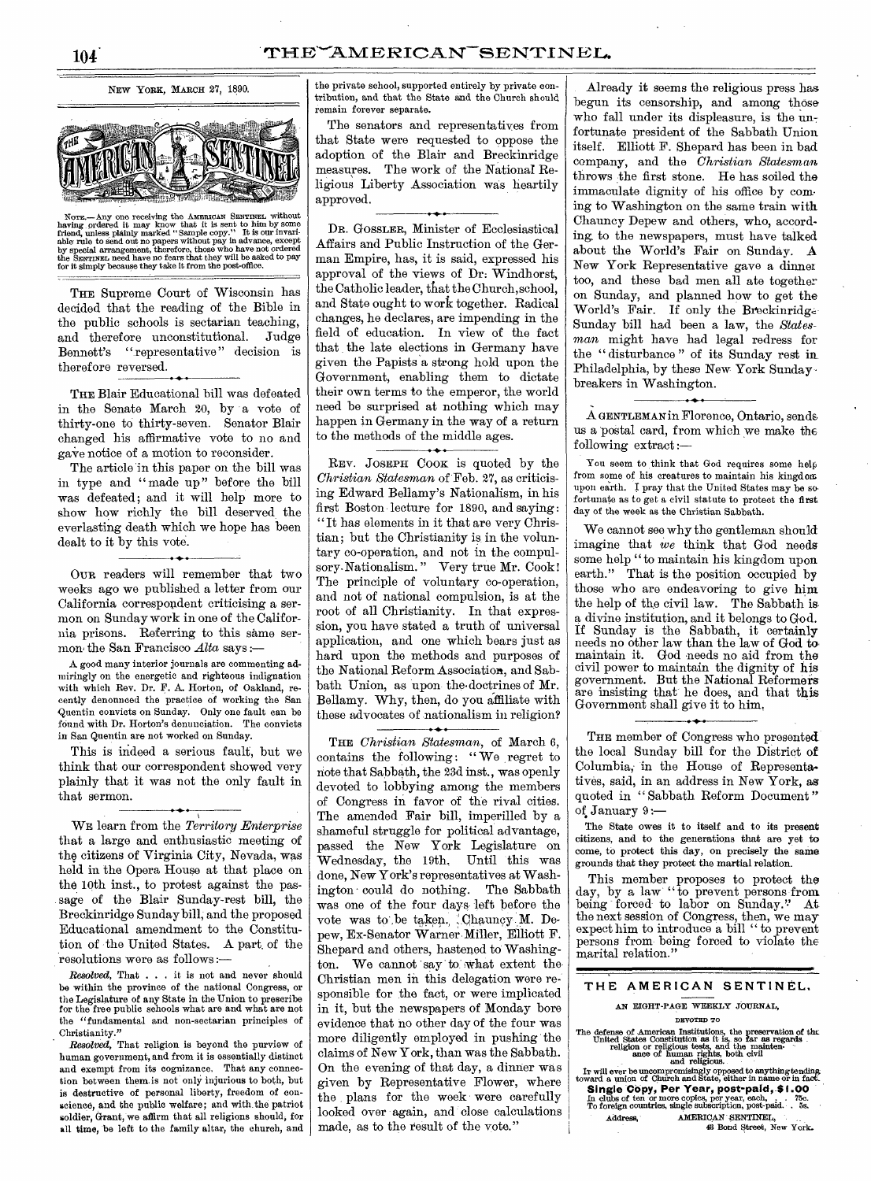NEW YORK, MARCH 27, 1890.

NOTE.—Any one receiving the AMERICAN SENTINEL without having ordered it may know that it is sent to him by some friend, unless plainly marked "Sample copy." It is our invariable rule to send out no papers without pay in advance, except by special arrangement, therefore, those who have not ordered the SENTINEL need have no fears that they will be asked to pay for it simply because they take it from the post-office.

THE Supreme Court of Wisconsin has decided that the reading of the Bible in the public schools is sectarian teaching, and therefore unconstitutional. Judge Bennett's "representative" decision is therefore reversed.

THE Blair Educational bill was defeated in the Senate March 20, by a vote of thirty-one to thirty-seven. Senator Blair changed his affirmative vote to no and gave notice of a motion to reconsider.

The article in this paper on the bill was in type and "made up" before the bill was defeated; and it will help more to show how richly the bill deserved the everlasting death which we hope has been dealt to it by this vote.

OUR readers will remember that two weeks ago we published a letter from our California correspondent criticising a sermon on Sunday work in one of the California prisons. Referring to this same sermon the San Francisco *Alta* says:—

A good many interior journals are commenting admiringly on the energetic and righteous indignation with which Rev. Dr. F. A. Horton, of Oakland, recently denounced the practice of working the San Quentin convicts on Sunday. Only one fault can be found with Dr. Horton's denunciation. The convicts in San Quentin are not worked on Sunday.

This is indeed a serious fault, but we think that our correspondent showed very plainly that it was not the only fault in that sermon.

WE learn from the *Territory Enterprise* that a large and enthusiastic meeting of the citizens of Virginia City, Nevada, was held in the Opera House at that place on the 10th inst., to protest against the passage of the Blair Sunday-rest bill, the Breckinridge Sunday bill, and the proposed Educational amendment to the Constitution of the United States. A part of the resolutions were as follows:—

*Resolved*, That . . . it is not and never should be within the province of the national Congress, or the Legislature of any State in the Union to prescribe for the free public schools what are and what are not the "fundamental and non-sectarian principles of Christianity."

*Resolved*, That religion is beyond the purview of human government, and from it is essentially distinct and exempt from its cognizance. That any connection between them is not only injurious to both, but is destructive of personal liberty, freedom of conscience, and the public welfare; and with the patriot soldier, Grant, we affirm that all religions should, for all time, be left to the family altar, the church, and the private school, supported entirely by private contribution, and that the State and the Church should remain forever separate.

The senators and representatives from that State were requested to oppose the adoption of the Blair and Breckinridge measures. The work of the National Religious Liberty Association was heartily approved.

DR. GOSSLER, Minister of Ecclesiastical Affairs and Public Instruction of the German Empire, has, it is said, expressed his approval of the views of Dr. Windhorst, the Catholic leader, that the Church, school, and State ought to work together. Radical changes, he declares, are impending in the field of education. In view of the fact that the late elections in Germany have given the Papists a strong hold upon the Government, enabling them to dictate their own terms to the emperor, the world need be surprised at nothing which may happen in Germany in the way of a return to the methods of the middle ages.

REV. JOSEPH COOK is quoted by the *Christian Statesman* of Feb. 27, as criticising Edward Bellamy's Nationalism, in his first Boston lecture for 1890, and saying: "It has elements in it that are very Christian; but the Christianity is in the voluntary co-operation, and not in the compulsory Nationalism." Very true Mr. Cook! The principle of voluntary co-operation, and not of national compulsion, is at the root of all Christianity. In that expression, you have stated a truth of universal application, and one which bears just as hard upon the methods and purposes of the National Reform Association, and Sabbath Union, as upon the doctrines of Mr. Bellamy. Why, then, do you affiliate with these advocates of nationalism in religion?

THE *Christian Statesman*, of March 6, contains the following: "We regret to note that Sabbath, the 23d inst., was openly devoted to lobbying among the members of Congress in favor of the rival cities. The amended Fair bill, imperilled by a shameful struggle for political advantage, passed the New York Legislature on Wednesday, the 19th. Until this was done, New York's representatives at Washington could do nothing. The Sabbath was one of the four days left before the vote was to be taken. Chauncy M. Depew, Ex-Senator Warner Miller, Elliott F. Shepard and others, hastened to Washington. We cannot say to what extent the Christian men in this delegation were responsible for the fact, or were implicated in it, but the newspapers of Monday bore evidence that no other day of the four was more diligently employed in pushing the claims of New York, than was the Sabbath. On the evening of that day, a dinner was given by Representative Flower, where the plans for the week were carefully looked over again, and close calculations made, as to the result of the vote."

Already it seems the religious press has begun its censorship, and among those who fall under its displeasure, is the unfortunate president of the Sabbath Union itself. Elliott F. Shepard has been in bad company, and the *Christian Statesman* throws the first stone. He has soiled the immaculate dignity of his office by coming to Washington on the same train with Chauncy Depew and others, who, according to the newspapers, must have talked about the World's Fair on Sunday. A New York Representative gave a dinner too, and these bad men all ate together on Sunday, and planned how to get the World's Fair. If only the Breckinridge Sunday bill had been a law, the *Statesman* might have had legal redress for the "disturbance" of its Sunday rest in Philadelphia, by these New York Sunday-breakers in Washington.

A GENTLEMAN in Florence, Ontario, sends us a postal card, from which we make the following extract:—

You seem to think that God requires some help from some of his creatures to maintain his kingdom upon earth. I pray that the United States may be so fortunate as to get a civil statute to protect the first day of the week as the Christian Sabbath.

We cannot see why the gentleman should imagine that *we* think that God needs some help "to maintain his kingdom upon earth." That is the position occupied by those who are endeavoring to give him the help of the civil law. The Sabbath is a divine institution, and it belongs to God. If Sunday is the Sabbath, it certainly needs no other law than the law of God to maintain it. God needs no aid from the civil power to maintain the dignity of his government. But the National Reformers are insisting that he does, and that this Government shall give it to him.

THE member of Congress who presented the local Sunday bill for the District of Columbia, in the House of Representatives, said, in an address in New York, as quoted in "Sabbath Reform Document" of January 9:—

The State owes it to itself and to its present citizens, and to the generations that are yet to come, to protect this day, on precisely the same grounds that they protect the martial relation.

This member proposes to protect the day, by a law "to prevent persons from being forced to labor on Sunday." At the next session of Congress, then, we may expect him to introduce a bill "to prevent persons from being forced to violate the marital relation."

## THE AMERICAN SENTINEL,

AN EIGHT-PAGE WEEKLY JOURNAL,

DEVOTED TO

The defense of American Institutions, the preservation of the United States Constitution as it is, so far as regards religion or religious tests, and the maintenance of human rights, both civil and religious.

IT will ever be uncompromisingly opposed to anything tending toward a union of Church and State, either in name or in fact.

**Single Copy, Per Year, post-paid, $1.00**

In clubs of ten or more copies, per year, each, . . 75c.

To foreign countries, single subscription, post-paid, . . 5s.

Address, AMERICAN SENTINEL,
43 Bond Street, New York.